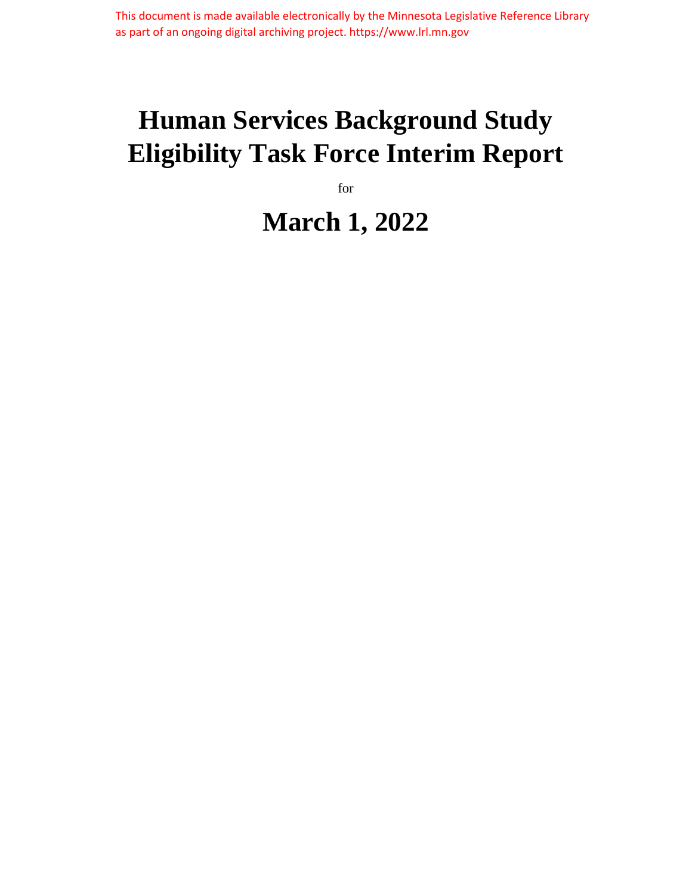This document is made available electronically by the Minnesota Legislative Reference Library as part of an ongoing digital archiving project. https://www.lrl.mn.gov

# Human Services Background Study Eligibility Task Force Interim Report

for

# March 1, 2022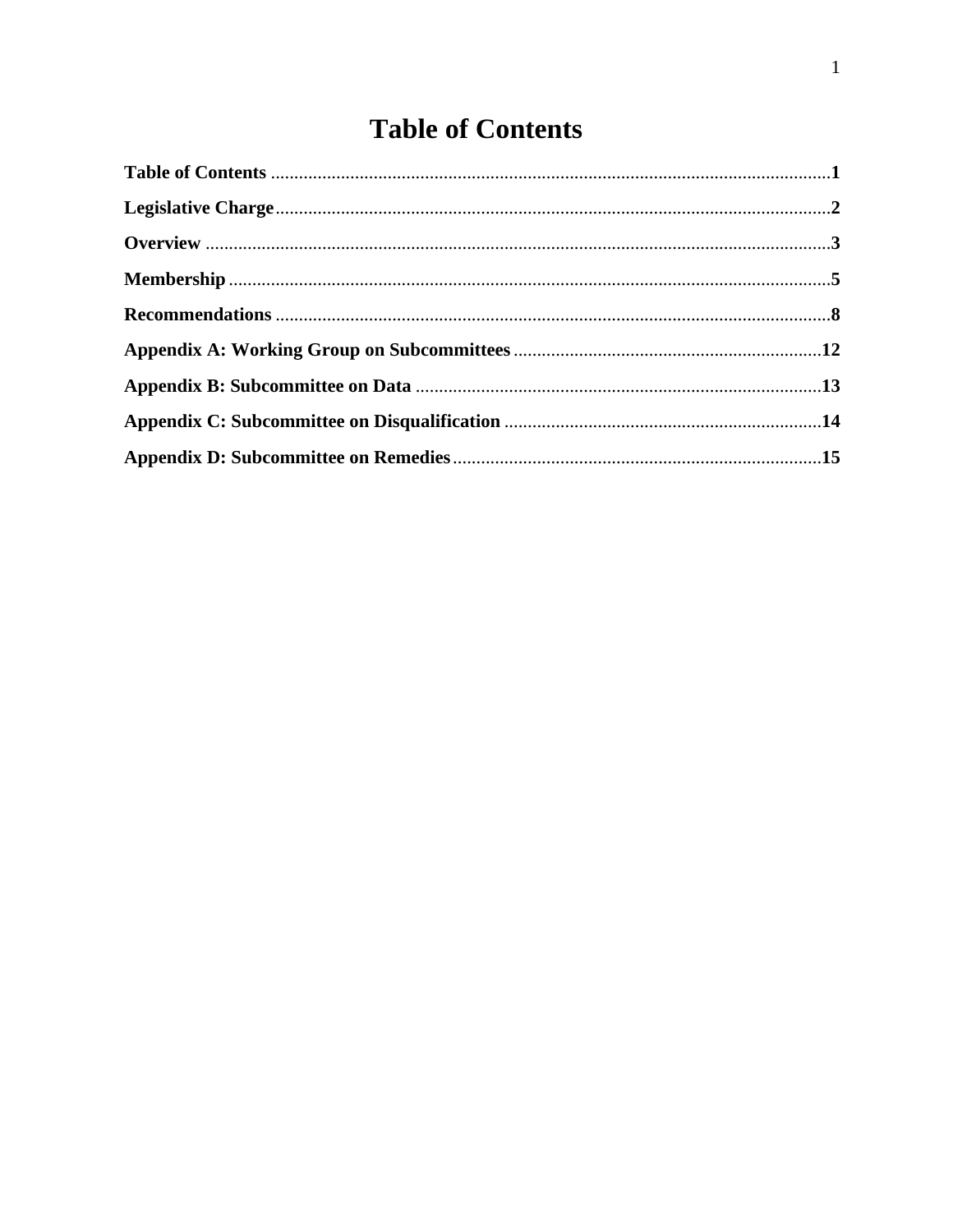# Table of Contents

**Table of Contents** ........................................................................................................................1

**Legislative Charge**.......................................................................................................................2

**Overview** ......................................................................................................................................3

**Membership** .................................................................................................................................5

**Recommendations** .......................................................................................................................8

**Appendix A: Working Group on Subcommittees** ..................................................................12

**Appendix B: Subcommittee on Data** .......................................................................................13

**Appendix C: Subcommittee on Disqualification** ....................................................................14

**Appendix D: Subcommittee on Remedies** ...............................................................................15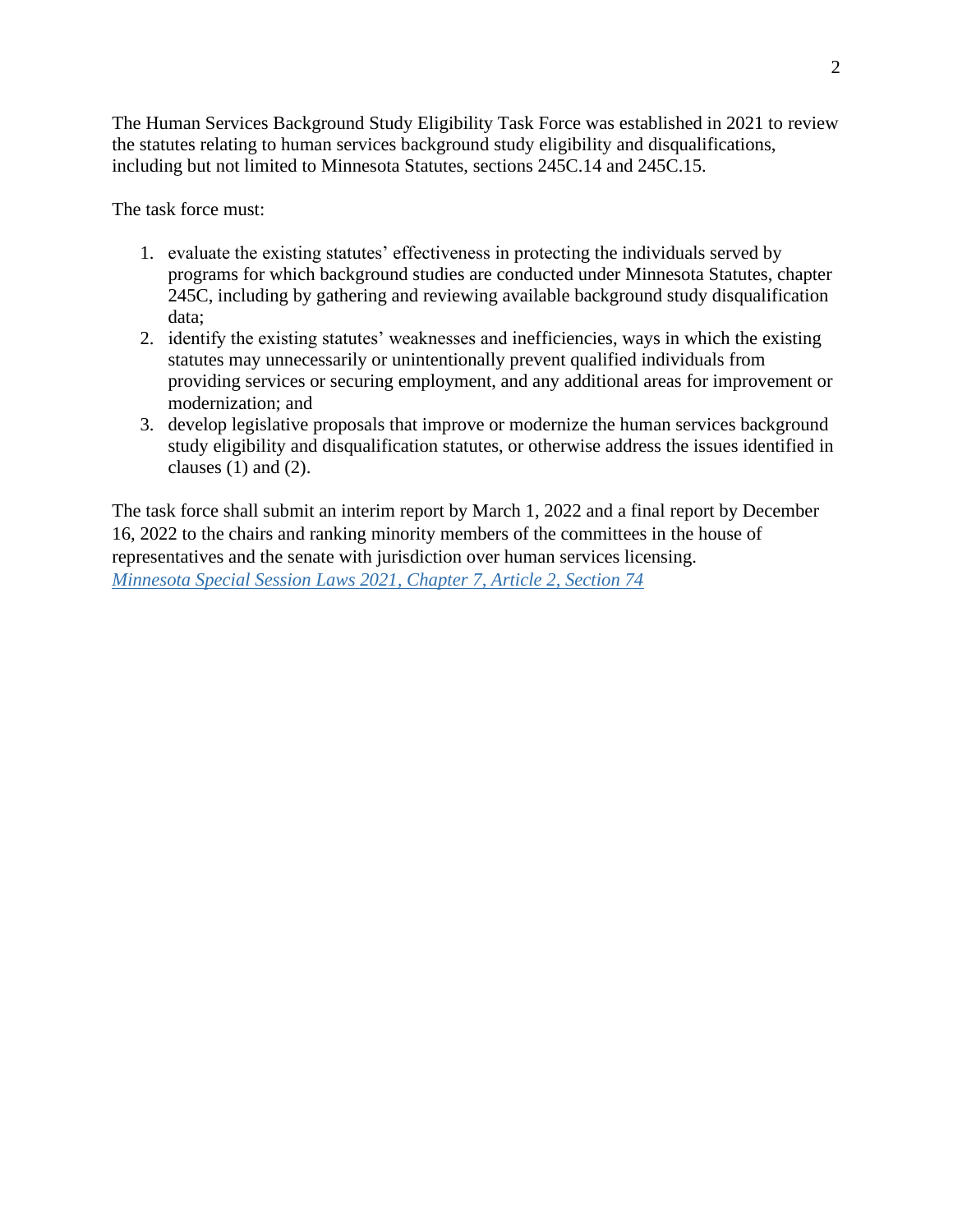The Human Services Background Study Eligibility Task Force was established in 2021 to review the statutes relating to human services background study eligibility and disqualifications, including but not limited to Minnesota Statutes, sections 245C.14 and 245C.15.

The task force must:

1. evaluate the existing statutes' effectiveness in protecting the individuals served by programs for which background studies are conducted under Minnesota Statutes, chapter 245C, including by gathering and reviewing available background study disqualification data;
2. identify the existing statutes' weaknesses and inefficiencies, ways in which the existing statutes may unnecessarily or unintentionally prevent qualified individuals from providing services or securing employment, and any additional areas for improvement or modernization; and
3. develop legislative proposals that improve or modernize the human services background study eligibility and disqualification statutes, or otherwise address the issues identified in clauses (1) and (2).

The task force shall submit an interim report by March 1, 2022 and a final report by December 16, 2022 to the chairs and ranking minority members of the committees in the house of representatives and the senate with jurisdiction over human services licensing.
*Minnesota Special Session Laws 2021, Chapter 7, Article 2, Section 74*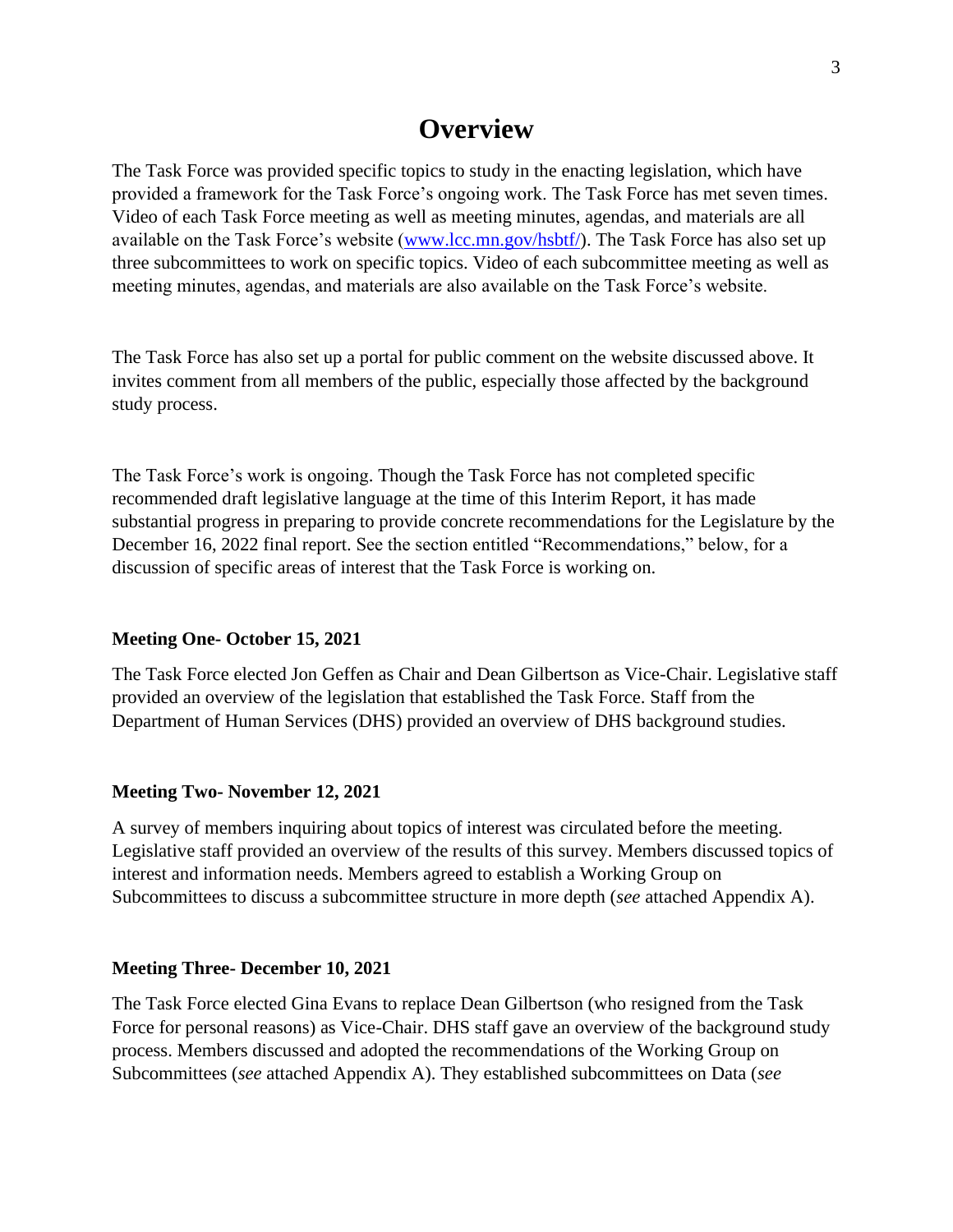# Overview

The Task Force was provided specific topics to study in the enacting legislation, which have provided a framework for the Task Force's ongoing work. The Task Force has met seven times. Video of each Task Force meeting as well as meeting minutes, agendas, and materials are all available on the Task Force's website ([www.lcc.mn.gov/hsbtf/](www.lcc.mn.gov/hsbtf/)). The Task Force has also set up three subcommittees to work on specific topics. Video of each subcommittee meeting as well as meeting minutes, agendas, and materials are also available on the Task Force's website.

The Task Force has also set up a portal for public comment on the website discussed above. It invites comment from all members of the public, especially those affected by the background study process.

The Task Force's work is ongoing. Though the Task Force has not completed specific recommended draft legislative language at the time of this Interim Report, it has made substantial progress in preparing to provide concrete recommendations for the Legislature by the December 16, 2022 final report. See the section entitled "Recommendations," below, for a discussion of specific areas of interest that the Task Force is working on.

**Meeting One- October 15, 2021**

The Task Force elected Jon Geffen as Chair and Dean Gilbertson as Vice-Chair. Legislative staff provided an overview of the legislation that established the Task Force. Staff from the Department of Human Services (DHS) provided an overview of DHS background studies.

**Meeting Two- November 12, 2021**

A survey of members inquiring about topics of interest was circulated before the meeting. Legislative staff provided an overview of the results of this survey. Members discussed topics of interest and information needs. Members agreed to establish a Working Group on Subcommittees to discuss a subcommittee structure in more depth (*see* attached Appendix A).

**Meeting Three- December 10, 2021**

The Task Force elected Gina Evans to replace Dean Gilbertson (who resigned from the Task Force for personal reasons) as Vice-Chair. DHS staff gave an overview of the background study process. Members discussed and adopted the recommendations of the Working Group on Subcommittees (*see* attached Appendix A). They established subcommittees on Data (*see*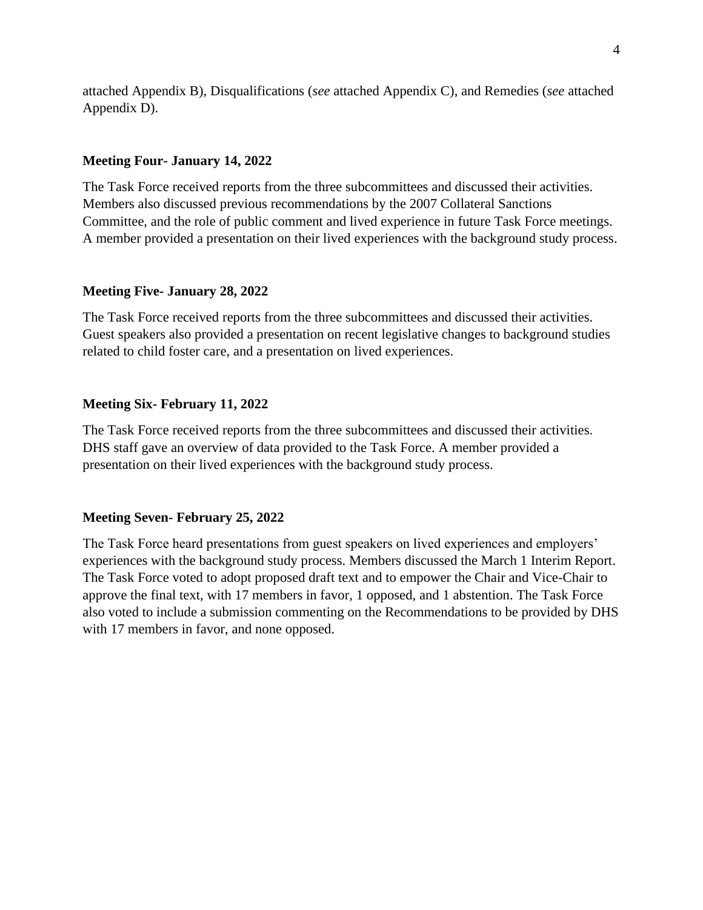attached Appendix B), Disqualifications (*see* attached Appendix C), and Remedies (*see* attached Appendix D).

**Meeting Four- January 14, 2022**

The Task Force received reports from the three subcommittees and discussed their activities. Members also discussed previous recommendations by the 2007 Collateral Sanctions Committee, and the role of public comment and lived experience in future Task Force meetings. A member provided a presentation on their lived experiences with the background study process.

**Meeting Five- January 28, 2022**

The Task Force received reports from the three subcommittees and discussed their activities. Guest speakers also provided a presentation on recent legislative changes to background studies related to child foster care, and a presentation on lived experiences.

**Meeting Six- February 11, 2022**

The Task Force received reports from the three subcommittees and discussed their activities. DHS staff gave an overview of data provided to the Task Force. A member provided a presentation on their lived experiences with the background study process.

**Meeting Seven- February 25, 2022**

The Task Force heard presentations from guest speakers on lived experiences and employers' experiences with the background study process. Members discussed the March 1 Interim Report. The Task Force voted to adopt proposed draft text and to empower the Chair and Vice-Chair to approve the final text, with 17 members in favor, 1 opposed, and 1 abstention. The Task Force also voted to include a submission commenting on the Recommendations to be provided by DHS with 17 members in favor, and none opposed.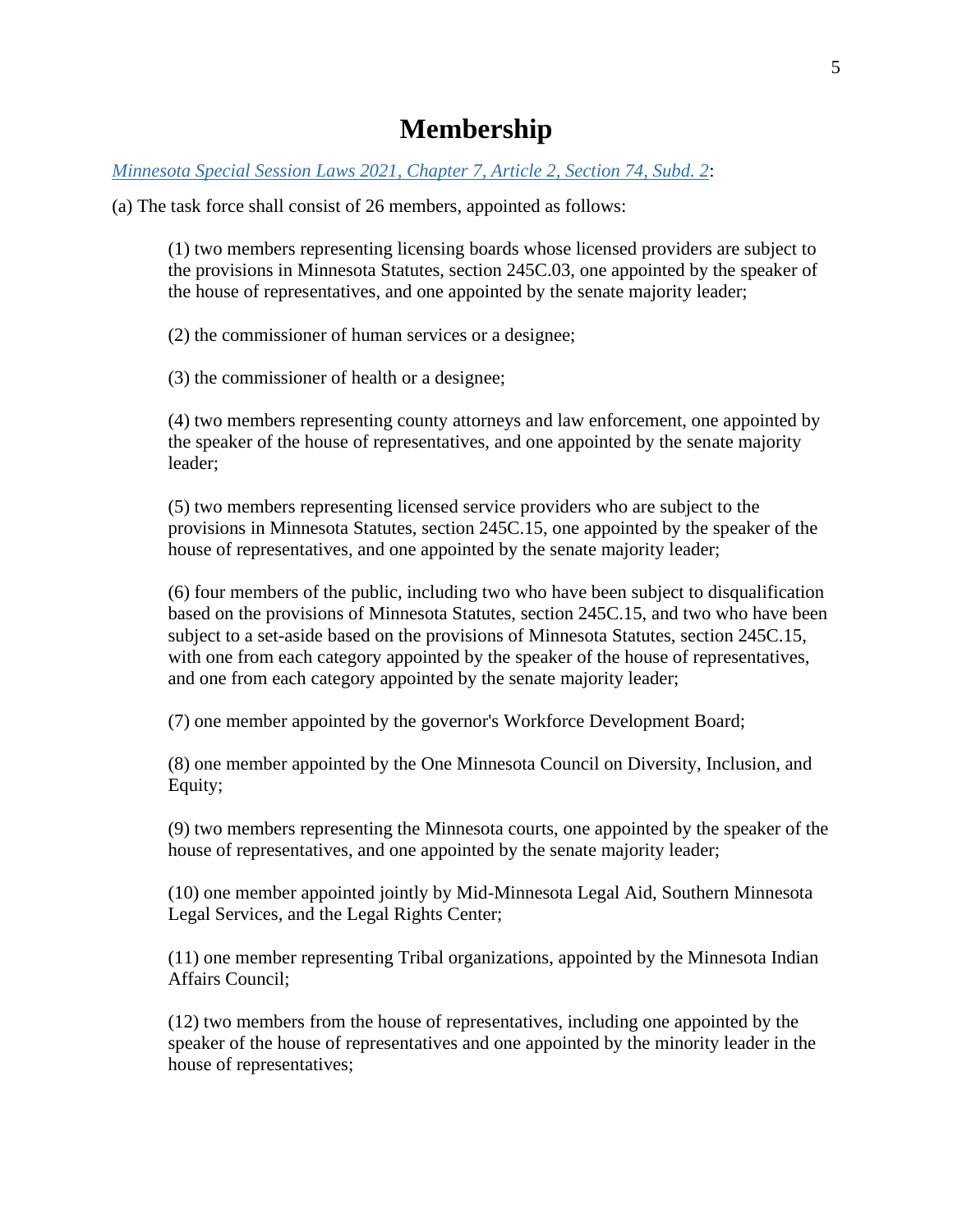# Membership

*Minnesota Special Session Laws 2021, Chapter 7, Article 2, Section 74, Subd. 2*:

(a) The task force shall consist of 26 members, appointed as follows:

(1) two members representing licensing boards whose licensed providers are subject to the provisions in Minnesota Statutes, section 245C.03, one appointed by the speaker of the house of representatives, and one appointed by the senate majority leader;

(2) the commissioner of human services or a designee;

(3) the commissioner of health or a designee;

(4) two members representing county attorneys and law enforcement, one appointed by the speaker of the house of representatives, and one appointed by the senate majority leader;

(5) two members representing licensed service providers who are subject to the provisions in Minnesota Statutes, section 245C.15, one appointed by the speaker of the house of representatives, and one appointed by the senate majority leader;

(6) four members of the public, including two who have been subject to disqualification based on the provisions of Minnesota Statutes, section 245C.15, and two who have been subject to a set-aside based on the provisions of Minnesota Statutes, section 245C.15, with one from each category appointed by the speaker of the house of representatives, and one from each category appointed by the senate majority leader;

(7) one member appointed by the governor's Workforce Development Board;

(8) one member appointed by the One Minnesota Council on Diversity, Inclusion, and Equity;

(9) two members representing the Minnesota courts, one appointed by the speaker of the house of representatives, and one appointed by the senate majority leader;

(10) one member appointed jointly by Mid-Minnesota Legal Aid, Southern Minnesota Legal Services, and the Legal Rights Center;

(11) one member representing Tribal organizations, appointed by the Minnesota Indian Affairs Council;

(12) two members from the house of representatives, including one appointed by the speaker of the house of representatives and one appointed by the minority leader in the house of representatives;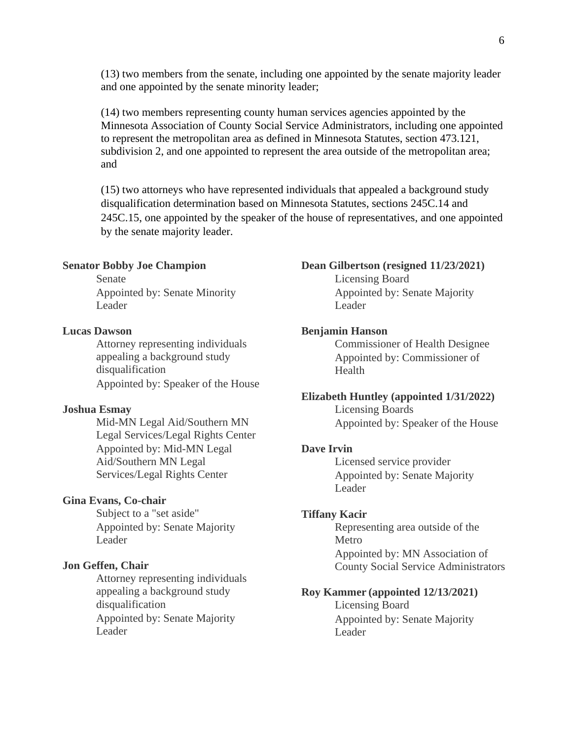(13) two members from the senate, including one appointed by the senate majority leader and one appointed by the senate minority leader;

(14) two members representing county human services agencies appointed by the Minnesota Association of County Social Service Administrators, including one appointed to represent the metropolitan area as defined in Minnesota Statutes, section 473.121, subdivision 2, and one appointed to represent the area outside of the metropolitan area; and

(15) two attorneys who have represented individuals that appealed a background study disqualification determination based on Minnesota Statutes, sections 245C.14 and 245C.15, one appointed by the speaker of the house of representatives, and one appointed by the senate majority leader.

**Senator Bobby Joe Champion**
Senate
Appointed by: Senate Minority Leader

**Lucas Dawson**
Attorney representing individuals appealing a background study disqualification
Appointed by: Speaker of the House

**Joshua Esmay**
Mid-MN Legal Aid/Southern MN Legal Services/Legal Rights Center
Appointed by: Mid-MN Legal Aid/Southern MN Legal Services/Legal Rights Center

**Gina Evans, Co-chair**
Subject to a "set aside"
Appointed by: Senate Majority Leader

**Jon Geffen, Chair**
Attorney representing individuals appealing a background study disqualification
Appointed by: Senate Majority Leader

**Dean Gilbertson (resigned 11/23/2021)**
Licensing Board
Appointed by: Senate Majority Leader

**Benjamin Hanson**
Commissioner of Health Designee
Appointed by: Commissioner of Health

**Elizabeth Huntley (appointed 1/31/2022)**
Licensing Boards
Appointed by: Speaker of the House

**Dave Irvin**
Licensed service provider
Appointed by: Senate Majority Leader

**Tiffany Kacir**
Representing area outside of the Metro
Appointed by: MN Association of County Social Service Administrators

**Roy Kammer (appointed 12/13/2021)**
Licensing Board
Appointed by: Senate Majority Leader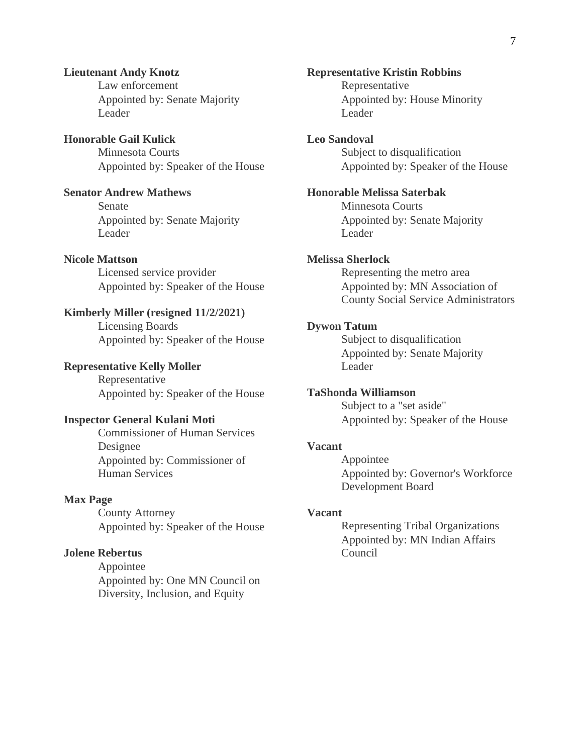**Lieutenant Andy Knotz**
Law enforcement
Appointed by: Senate Majority Leader

**Honorable Gail Kulick**
Minnesota Courts
Appointed by: Speaker of the House

**Senator Andrew Mathews**
Senate
Appointed by: Senate Majority Leader

**Nicole Mattson**
Licensed service provider
Appointed by: Speaker of the House

**Kimberly Miller (resigned 11/2/2021)**
Licensing Boards
Appointed by: Speaker of the House

**Representative Kelly Moller**
Representative
Appointed by: Speaker of the House

**Inspector General Kulani Moti**
Commissioner of Human Services Designee
Appointed by: Commissioner of Human Services

**Max Page**
County Attorney
Appointed by: Speaker of the House

**Jolene Rebertus**
Appointee
Appointed by: One MN Council on Diversity, Inclusion, and Equity

**Representative Kristin Robbins**
Representative
Appointed by: House Minority Leader

**Leo Sandoval**
Subject to disqualification
Appointed by: Speaker of the House

**Honorable Melissa Saterbak**
Minnesota Courts
Appointed by: Senate Majority Leader

**Melissa Sherlock**
Representing the metro area
Appointed by: MN Association of County Social Service Administrators

**Dywon Tatum**
Subject to disqualification
Appointed by: Senate Majority Leader

**TaShonda Williamson**
Subject to a "set aside"
Appointed by: Speaker of the House

**Vacant**
Appointee
Appointed by: Governor's Workforce Development Board

**Vacant**
Representing Tribal Organizations
Appointed by: MN Indian Affairs Council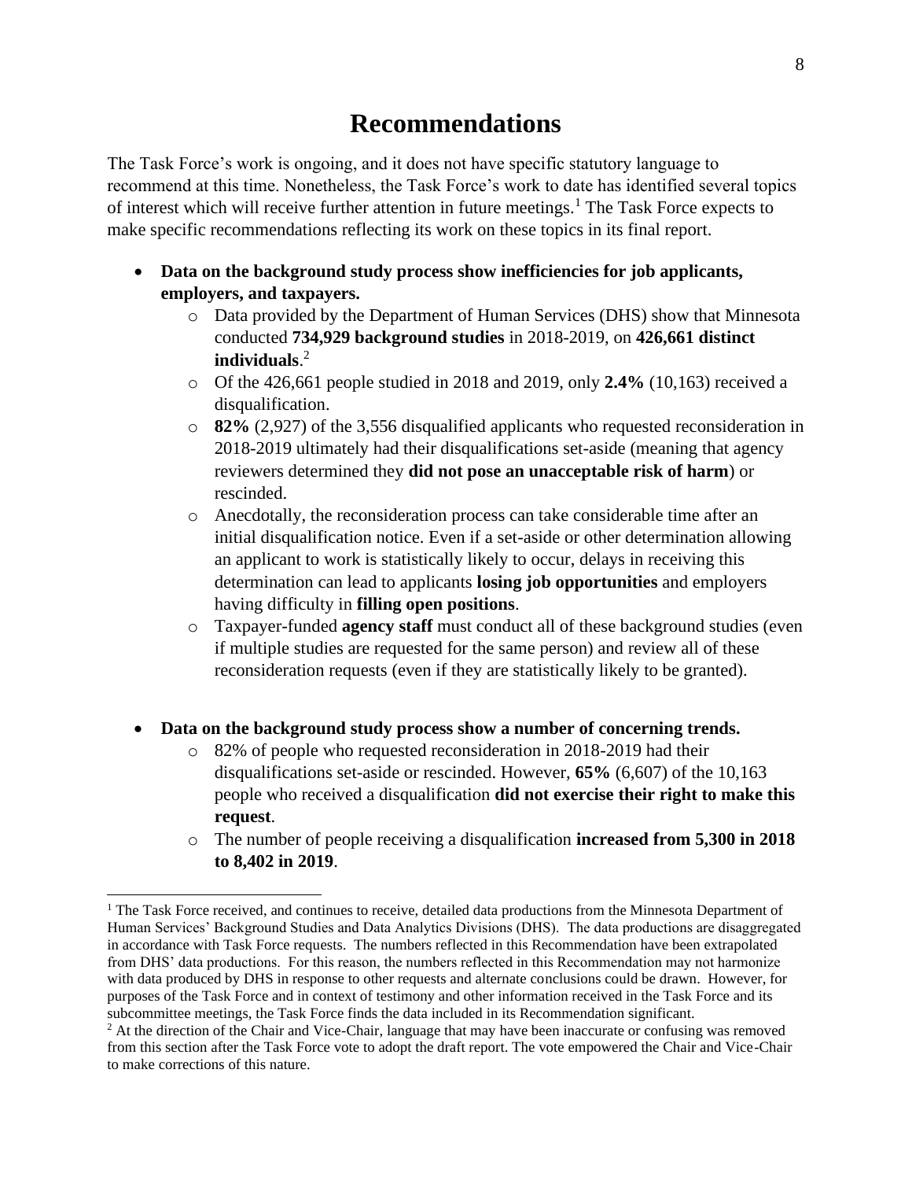# Recommendations

The Task Force's work is ongoing, and it does not have specific statutory language to recommend at this time. Nonetheless, the Task Force's work to date has identified several topics of interest which will receive further attention in future meetings.[1] The Task Force expects to make specific recommendations reflecting its work on these topics in its final report.

- **Data on the background study process show inefficiencies for job applicants, employers, and taxpayers.**
  - Data provided by the Department of Human Services (DHS) show that Minnesota conducted **734,929 background studies** in 2018-2019, on **426,661 distinct individuals**.[2]
  - Of the 426,661 people studied in 2018 and 2019, only **2.4%** (10,163) received a disqualification.
  - **82%** (2,927) of the 3,556 disqualified applicants who requested reconsideration in 2018-2019 ultimately had their disqualifications set-aside (meaning that agency reviewers determined they **did not pose an unacceptable risk of harm**) or rescinded.
  - Anecdotally, the reconsideration process can take considerable time after an initial disqualification notice. Even if a set-aside or other determination allowing an applicant to work is statistically likely to occur, delays in receiving this determination can lead to applicants **losing job opportunities** and employers having difficulty in **filling open positions**.
  - Taxpayer-funded **agency staff** must conduct all of these background studies (even if multiple studies are requested for the same person) and review all of these reconsideration requests (even if they are statistically likely to be granted).

- **Data on the background study process show a number of concerning trends.**
  - 82% of people who requested reconsideration in 2018-2019 had their disqualifications set-aside or rescinded. However, **65%** (6,607) of the 10,163 people who received a disqualification **did not exercise their right to make this request**.
  - The number of people receiving a disqualification **increased from 5,300 in 2018 to 8,402 in 2019**.

---

[1] The Task Force received, and continues to receive, detailed data productions from the Minnesota Department of Human Services' Background Studies and Data Analytics Divisions (DHS). The data productions are disaggregated in accordance with Task Force requests. The numbers reflected in this Recommendation have been extrapolated from DHS' data productions. For this reason, the numbers reflected in this Recommendation may not harmonize with data produced by DHS in response to other requests and alternate conclusions could be drawn. However, for purposes of the Task Force and in context of testimony and other information received in the Task Force and its subcommittee meetings, the Task Force finds the data included in its Recommendation significant.

[2] At the direction of the Chair and Vice-Chair, language that may have been inaccurate or confusing was removed from this section after the Task Force vote to adopt the draft report. The vote empowered the Chair and Vice-Chair to make corrections of this nature.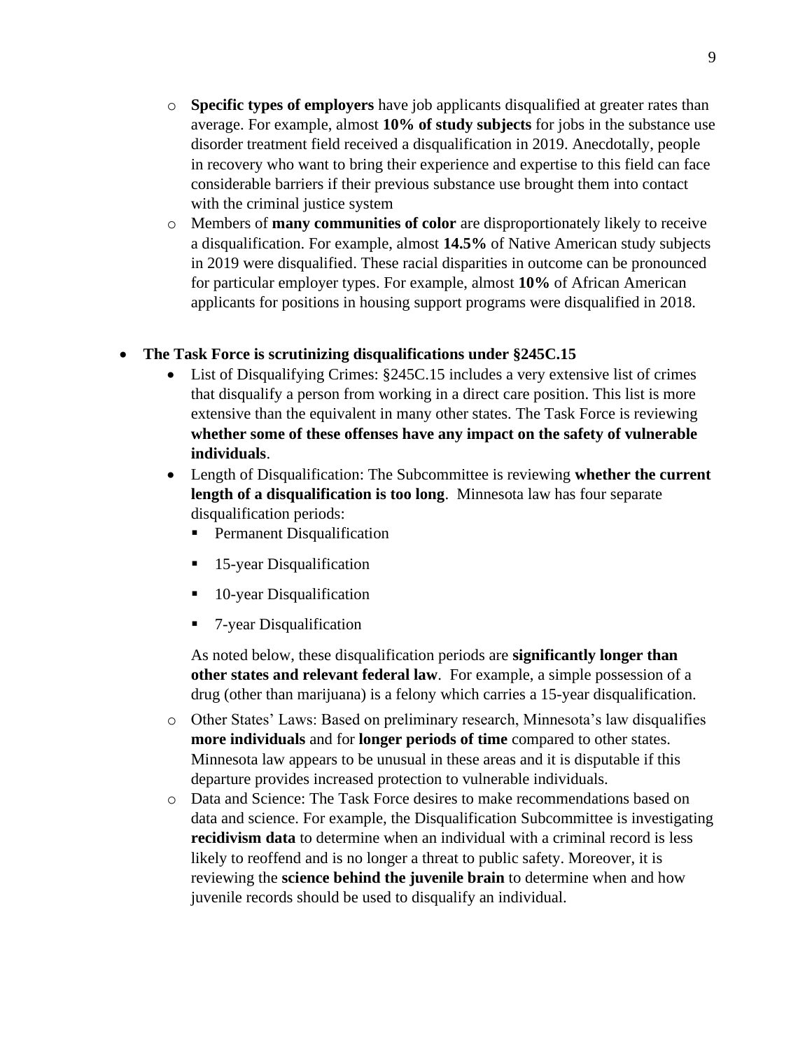- **Specific types of employers** have job applicants disqualified at greater rates than average. For example, almost **10% of study subjects** for jobs in the substance use disorder treatment field received a disqualification in 2019. Anecdotally, people in recovery who want to bring their experience and expertise to this field can face considerable barriers if their previous substance use brought them into contact with the criminal justice system
  - Members of **many communities of color** are disproportionately likely to receive a disqualification. For example, almost **14.5%** of Native American study subjects in 2019 were disqualified. These racial disparities in outcome can be pronounced for particular employer types. For example, almost **10%** of African American applicants for positions in housing support programs were disqualified in 2018.

- **The Task Force is scrutinizing disqualifications under §245C.15**
  - List of Disqualifying Crimes: §245C.15 includes a very extensive list of crimes that disqualify a person from working in a direct care position. This list is more extensive than the equivalent in many other states. The Task Force is reviewing **whether some of these offenses have any impact on the safety of vulnerable individuals**.
  - Length of Disqualification: The Subcommittee is reviewing **whether the current length of a disqualification is too long**. Minnesota law has four separate disqualification periods:
    - Permanent Disqualification
    - 15-year Disqualification
    - 10-year Disqualification
    - 7-year Disqualification

    As noted below, these disqualification periods are **significantly longer than other states and relevant federal law**. For example, a simple possession of a drug (other than marijuana) is a felony which carries a 15-year disqualification.
  - Other States' Laws: Based on preliminary research, Minnesota's law disqualifies **more individuals** and for **longer periods of time** compared to other states. Minnesota law appears to be unusual in these areas and it is disputable if this departure provides increased protection to vulnerable individuals.
  - Data and Science: The Task Force desires to make recommendations based on data and science. For example, the Disqualification Subcommittee is investigating **recidivism data** to determine when an individual with a criminal record is less likely to reoffend and is no longer a threat to public safety. Moreover, it is reviewing the **science behind the juvenile brain** to determine when and how juvenile records should be used to disqualify an individual.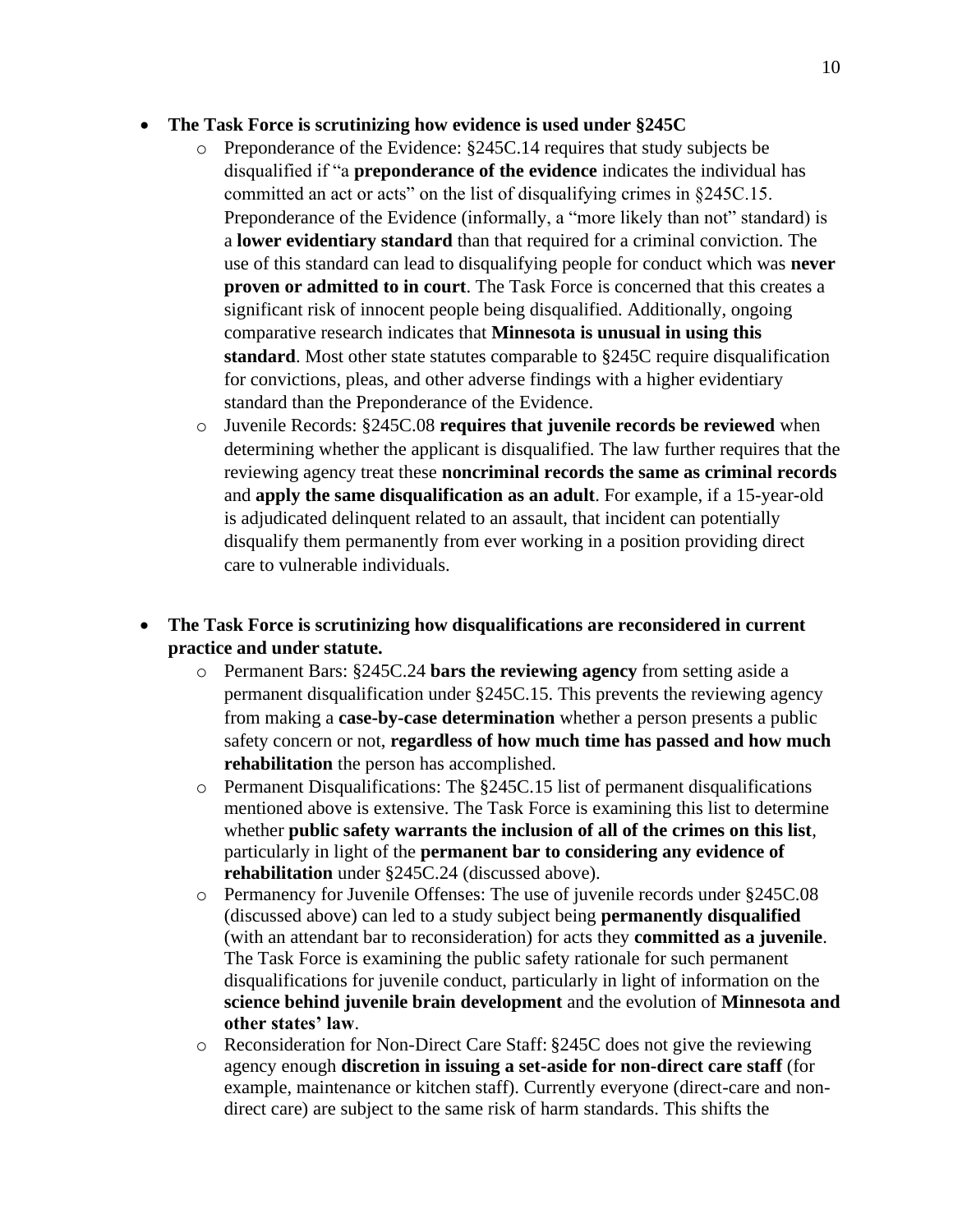- **The Task Force is scrutinizing how evidence is used under §245C**
  - Preponderance of the Evidence: §245C.14 requires that study subjects be disqualified if "a **preponderance of the evidence** indicates the individual has committed an act or acts" on the list of disqualifying crimes in §245C.15. Preponderance of the Evidence (informally, a "more likely than not" standard) is a **lower evidentiary standard** than that required for a criminal conviction. The use of this standard can lead to disqualifying people for conduct which was **never proven or admitted to in court**. The Task Force is concerned that this creates a significant risk of innocent people being disqualified. Additionally, ongoing comparative research indicates that **Minnesota is unusual in using this standard**. Most other state statutes comparable to §245C require disqualification for convictions, pleas, and other adverse findings with a higher evidentiary standard than the Preponderance of the Evidence.
  - Juvenile Records: §245C.08 **requires that juvenile records be reviewed** when determining whether the applicant is disqualified. The law further requires that the reviewing agency treat these **noncriminal records the same as criminal records** and **apply the same disqualification as an adult**. For example, if a 15-year-old is adjudicated delinquent related to an assault, that incident can potentially disqualify them permanently from ever working in a position providing direct care to vulnerable individuals.

- **The Task Force is scrutinizing how disqualifications are reconsidered in current practice and under statute.**
  - Permanent Bars: §245C.24 **bars the reviewing agency** from setting aside a permanent disqualification under §245C.15. This prevents the reviewing agency from making a **case-by-case determination** whether a person presents a public safety concern or not, **regardless of how much time has passed and how much rehabilitation** the person has accomplished.
  - Permanent Disqualifications: The §245C.15 list of permanent disqualifications mentioned above is extensive. The Task Force is examining this list to determine whether **public safety warrants the inclusion of all of the crimes on this list**, particularly in light of the **permanent bar to considering any evidence of rehabilitation** under §245C.24 (discussed above).
  - Permanency for Juvenile Offenses: The use of juvenile records under §245C.08 (discussed above) can led to a study subject being **permanently disqualified** (with an attendant bar to reconsideration) for acts they **committed as a juvenile**. The Task Force is examining the public safety rationale for such permanent disqualifications for juvenile conduct, particularly in light of information on the **science behind juvenile brain development** and the evolution of **Minnesota and other states' law**.
  - Reconsideration for Non-Direct Care Staff: §245C does not give the reviewing agency enough **discretion in issuing a set-aside for non-direct care staff** (for example, maintenance or kitchen staff). Currently everyone (direct-care and non-direct care) are subject to the same risk of harm standards. This shifts the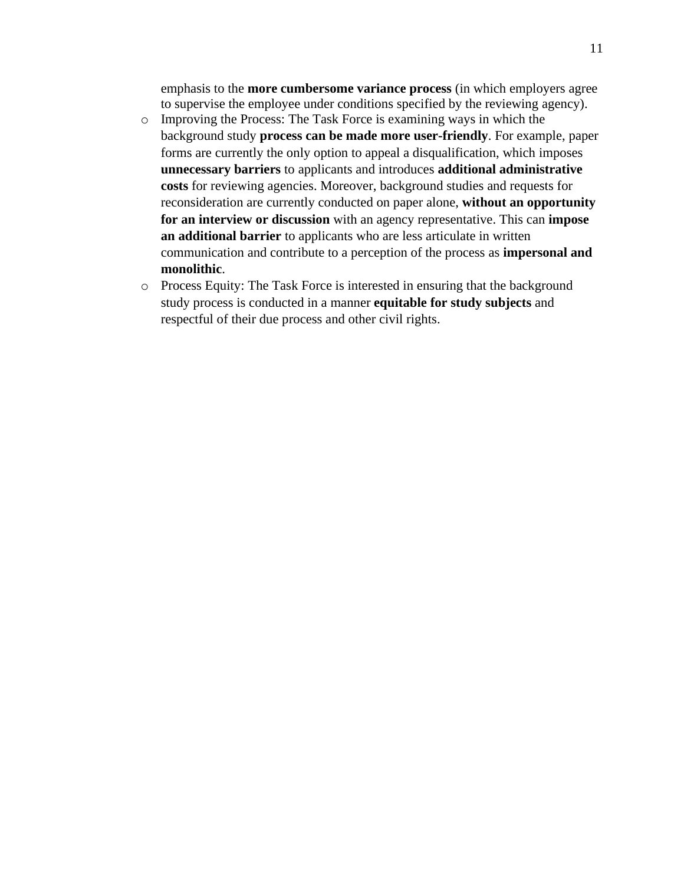emphasis to the **more cumbersome variance process** (in which employers agree to supervise the employee under conditions specified by the reviewing agency).

- Improving the Process: The Task Force is examining ways in which the background study **process can be made more user-friendly**. For example, paper forms are currently the only option to appeal a disqualification, which imposes **unnecessary barriers** to applicants and introduces **additional administrative costs** for reviewing agencies. Moreover, background studies and requests for reconsideration are currently conducted on paper alone, **without an opportunity for an interview or discussion** with an agency representative. This can **impose an additional barrier** to applicants who are less articulate in written communication and contribute to a perception of the process as **impersonal and monolithic**.
- Process Equity: The Task Force is interested in ensuring that the background study process is conducted in a manner **equitable for study subjects** and respectful of their due process and other civil rights.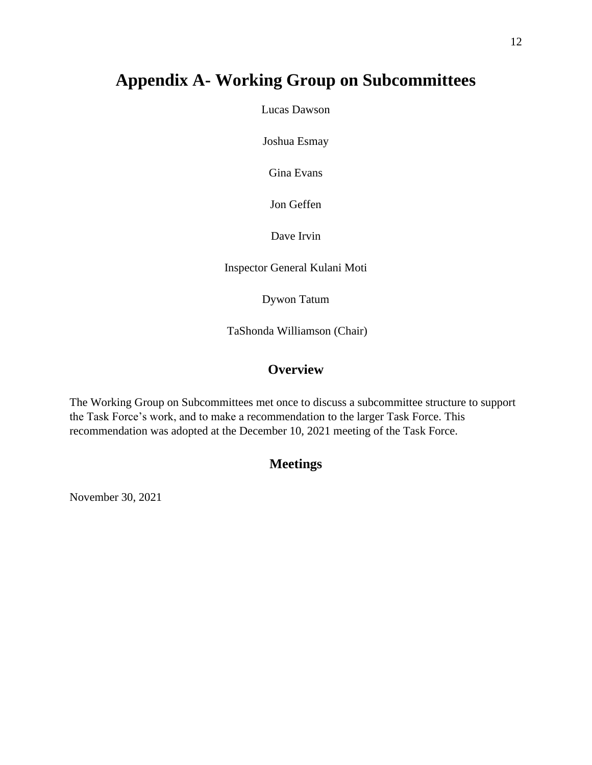# Appendix A- Working Group on Subcommittees

Lucas Dawson

Joshua Esmay

Gina Evans

Jon Geffen

Dave Irvin

Inspector General Kulani Moti

Dywon Tatum

TaShonda Williamson (Chair)

## Overview

The Working Group on Subcommittees met once to discuss a subcommittee structure to support the Task Force's work, and to make a recommendation to the larger Task Force. This recommendation was adopted at the December 10, 2021 meeting of the Task Force.

## Meetings

November 30, 2021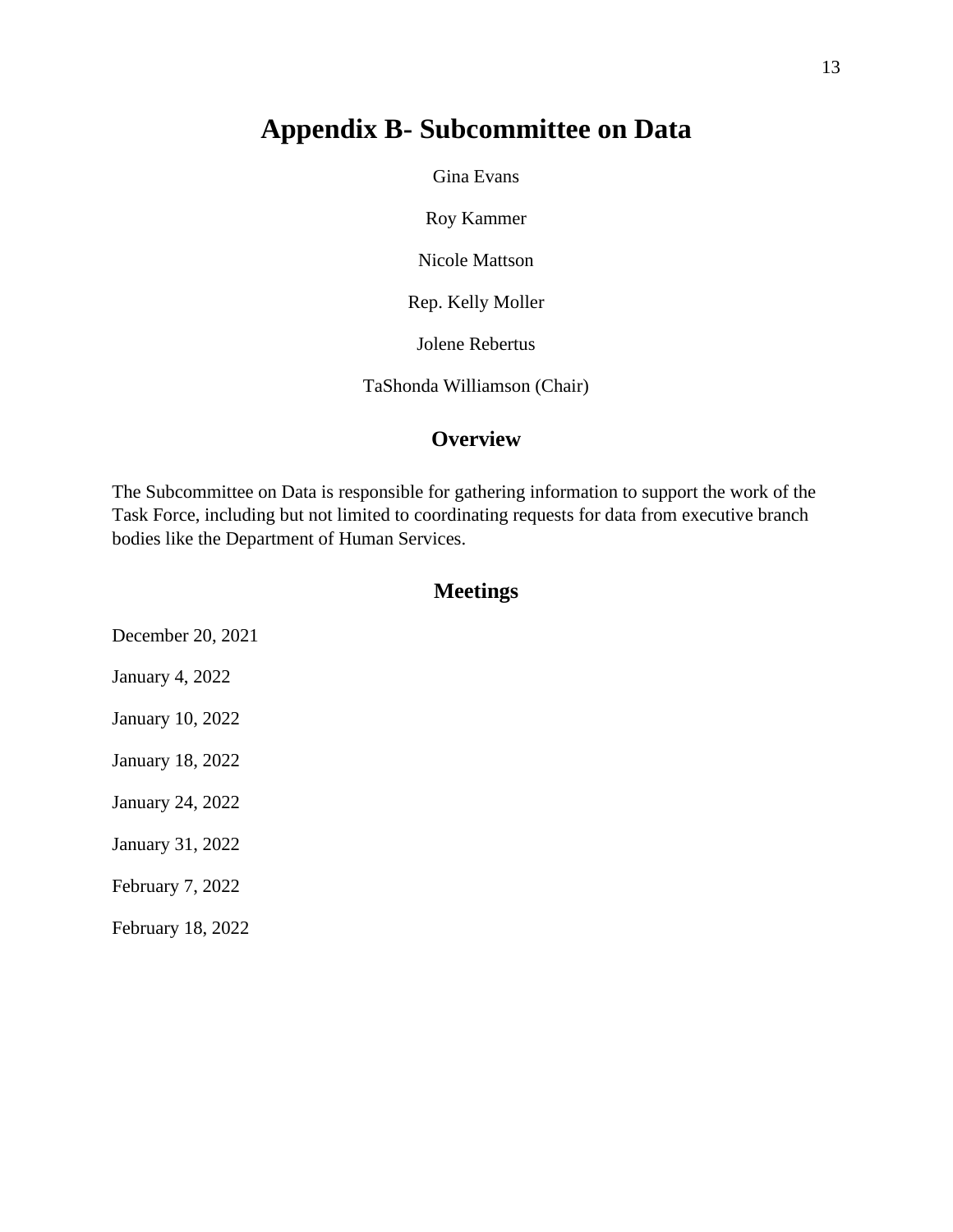# Appendix B- Subcommittee on Data

Gina Evans

Roy Kammer

Nicole Mattson

Rep. Kelly Moller

Jolene Rebertus

TaShonda Williamson (Chair)

## Overview

The Subcommittee on Data is responsible for gathering information to support the work of the Task Force, including but not limited to coordinating requests for data from executive branch bodies like the Department of Human Services.

## Meetings

December 20, 2021

January 4, 2022

January 10, 2022

January 18, 2022

January 24, 2022

January 31, 2022

February 7, 2022

February 18, 2022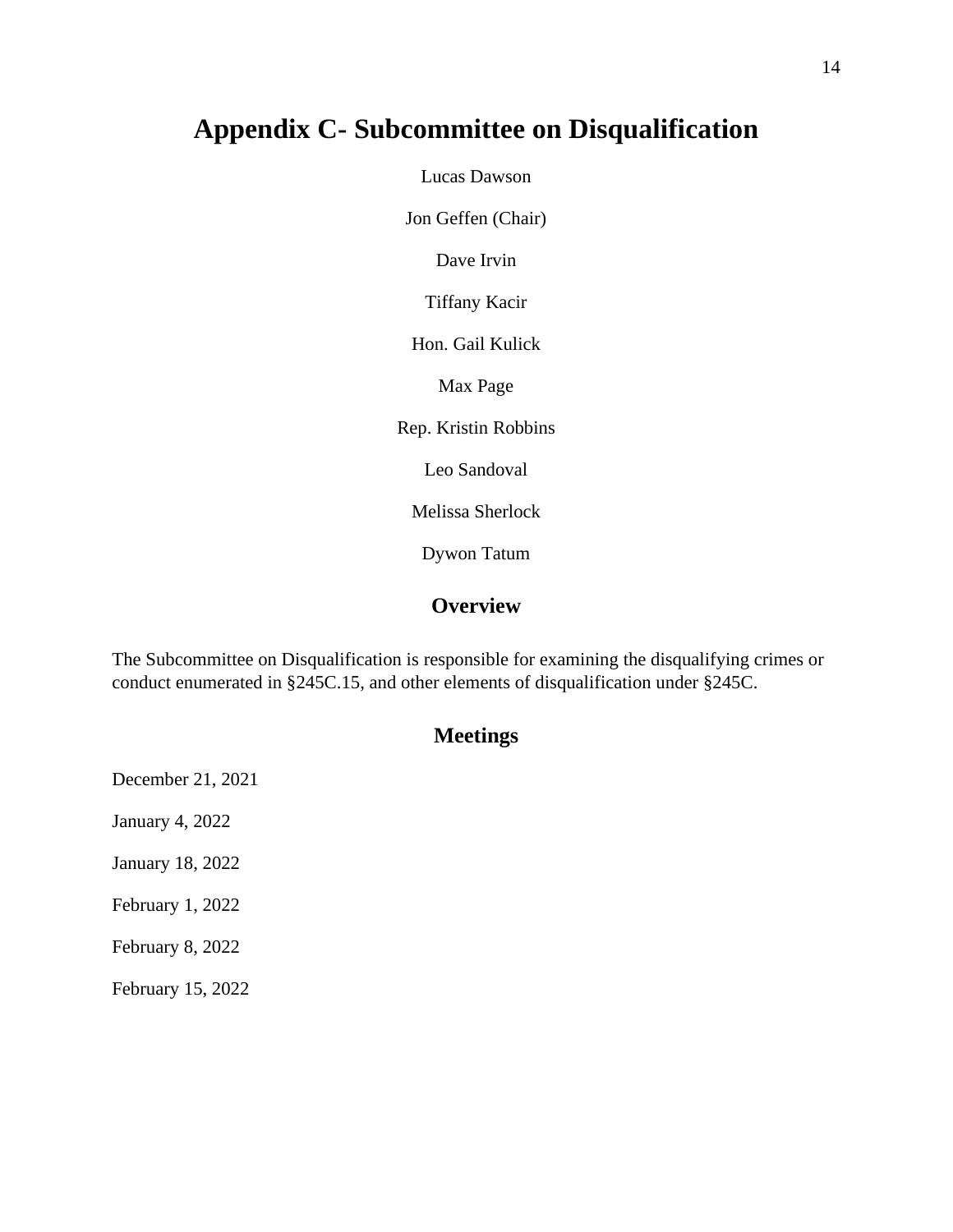# Appendix C- Subcommittee on Disqualification

Lucas Dawson

Jon Geffen (Chair)

Dave Irvin

Tiffany Kacir

Hon. Gail Kulick

Max Page

Rep. Kristin Robbins

Leo Sandoval

Melissa Sherlock

Dywon Tatum

## Overview

The Subcommittee on Disqualification is responsible for examining the disqualifying crimes or conduct enumerated in §245C.15, and other elements of disqualification under §245C.

## Meetings

December 21, 2021

January 4, 2022

January 18, 2022

February 1, 2022

February 8, 2022

February 15, 2022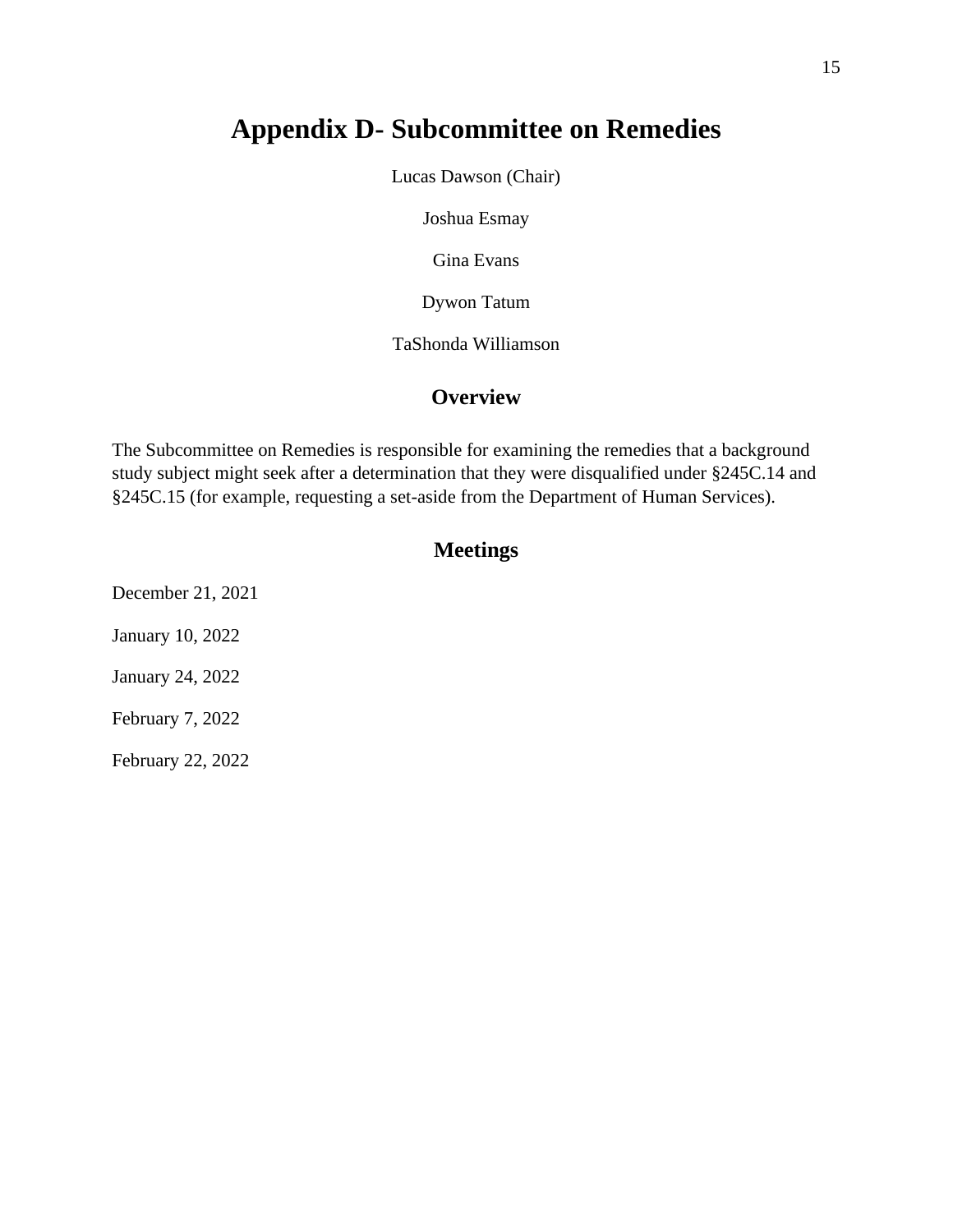# Appendix D- Subcommittee on Remedies

Lucas Dawson (Chair)

Joshua Esmay

Gina Evans

Dywon Tatum

TaShonda Williamson

## Overview

The Subcommittee on Remedies is responsible for examining the remedies that a background study subject might seek after a determination that they were disqualified under §245C.14 and §245C.15 (for example, requesting a set-aside from the Department of Human Services).

## Meetings

December 21, 2021

January 10, 2022

January 24, 2022

February 7, 2022

February 22, 2022